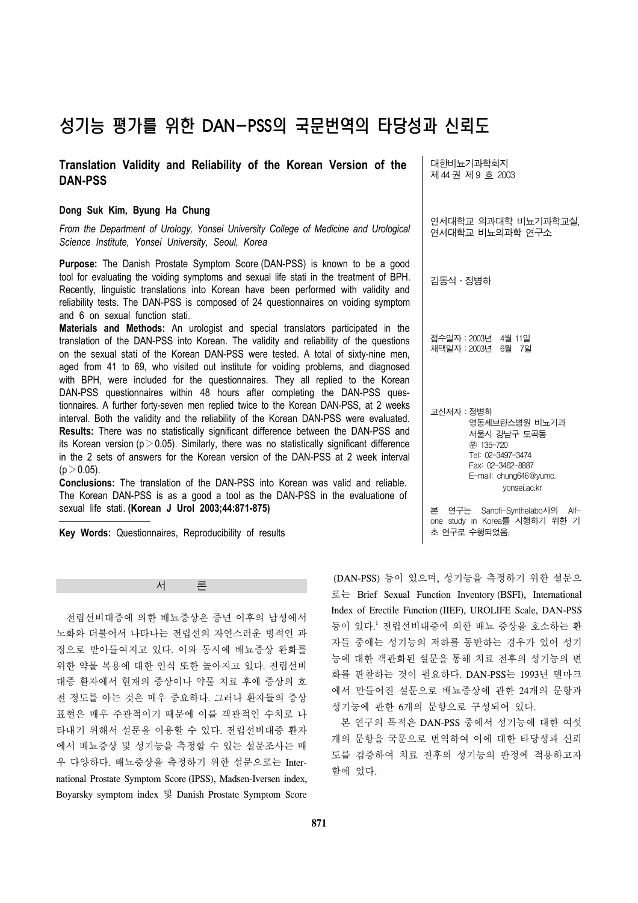# 성기능 평가를 위한 DAN-PSS의 국문번역의 타당성과 신뢰도

## Translation Validity and Reliability of the Korean Version of the DAN-PSS

**Dong Suk Kim, Byung Ha Chung**

*From the Department of Urology, Yonsei University College of Medicine and Urological Science Institute, Yonsei University, Seoul, Korea*

**Purpose:** The Danish Prostate Symptom Score (DAN-PSS) is known to be a good tool for evaluating the voiding symptoms and sexual life stati in the treatment of BPH. Recently, linguistic translations into Korean have been performed with validity and reliability tests. The DAN-PSS is composed of 24 questionnaires on voiding symptom and 6 on sexual function stati.

**Materials and Methods:** An urologist and special translators participated in the translation of the DAN-PSS into Korean. The validity and reliability of the questions on the sexual stati of the Korean DAN-PSS were tested. A total of sixty-nine men, aged from 41 to 69, who visited out institute for voiding problems, and diagnosed with BPH, were included for the questionnaires. They all replied to the Korean DAN-PSS questionnaires within 48 hours after completing the DAN-PSS questionnaires. A further forty-seven men replied twice to the Korean DAN-PSS, at 2 weeks interval. Both the validity and the reliability of the Korean DAN-PSS were evaluated.

**Results:** There was no statistically significant difference between the DAN-PSS and its Korean version ($p > 0.05$). Similarly, there was no statistically significant difference in the 2 sets of answers for the Korean version of the DAN-PSS at 2 week interval ($p > 0.05$).

**Conclusions:** The translation of the DAN-PSS into Korean was valid and reliable. The Korean DAN-PSS is as a good a tool as the DAN-PSS in the evaluatione of sexual life stati. **(Korean J Urol 2003;44:871-875)**

**Key Words:** Questionnaires, Reproducibility of results

대한비뇨기과학회지
제 44 권 제 9 호 2003

연세대학교 의과대학 비뇨기과학교실,
연세대학교 비뇨의과학 연구소

김동석 · 정병하

접수일자 : 2003년 4월 11일
채택일자 : 2003년 6월 7일

교신저자 : 정병하
영동세브란스병원 비뇨기과
서울시 강남구 도곡동
㊝ 135-720
Tel: 02-3497-3474
Fax: 02-3462-8887
E-mail: chung646@yumc.yonsei.ac.kr

본 연구는 Sanofi-Synthelabo사의 Alf-one study in Korea를 시행하기 위한 기초 연구로 수행되었음.

## 서 론

전립선비대증에 의한 배뇨증상은 중년 이후의 남성에서 노화와 더불어서 나타나는 전립선의 자연스러운 병적인 과정으로 받아들여지고 있다. 이와 동시에 배뇨증상 완화를 위한 약물 복용에 대한 인식 또한 높아지고 있다. 전립선비대증 환자에서 현재의 증상이나 약물 치료 후에 증상의 호전 정도를 아는 것은 매우 중요하다. 그러나 환자들의 증상 표현은 매우 주관적이기 때문에 이를 객관적인 수치로 나타내기 위해서 설문을 이용할 수 있다. 전립선비대증 환자에서 배뇨증상 및 성기능을 측정할 수 있는 설문조사는 매우 다양하다. 배뇨증상을 측정하기 위한 설문으로는 International Prostate Symptom Score (IPSS), Madsen-Iversen index, Boyarsky symptom index 및 Danish Prostate Symptom Score (DAN-PSS) 등이 있으며, 성기능을 측정하기 위한 설문으로는 Brief Sexual Function Inventory (BSFI), International Index of Erectile Function (IIEF), UROLIFE Scale, DAN-PSS 등이 있다.[1] 전립선비대증에 의한 배뇨 증상을 호소하는 환자들 중에는 성기능의 저하를 동반하는 경우가 있어 성기능에 대한 객관화된 설문을 통해 치료 전후의 성기능의 변화를 관찰하는 것이 필요하다. DAN-PSS는 1993년 덴마크에서 만들어진 설문으로 배뇨증상에 관한 24개의 문항과 성기능에 관한 6개의 문항으로 구성되어 있다.

본 연구의 목적은 DAN-PSS 중에서 성기능에 대한 여섯 개의 문항을 국문으로 번역하여 이에 대한 타당성과 신뢰도를 검증하여 치료 전후의 성기능의 판정에 적용하고자 함에 있다.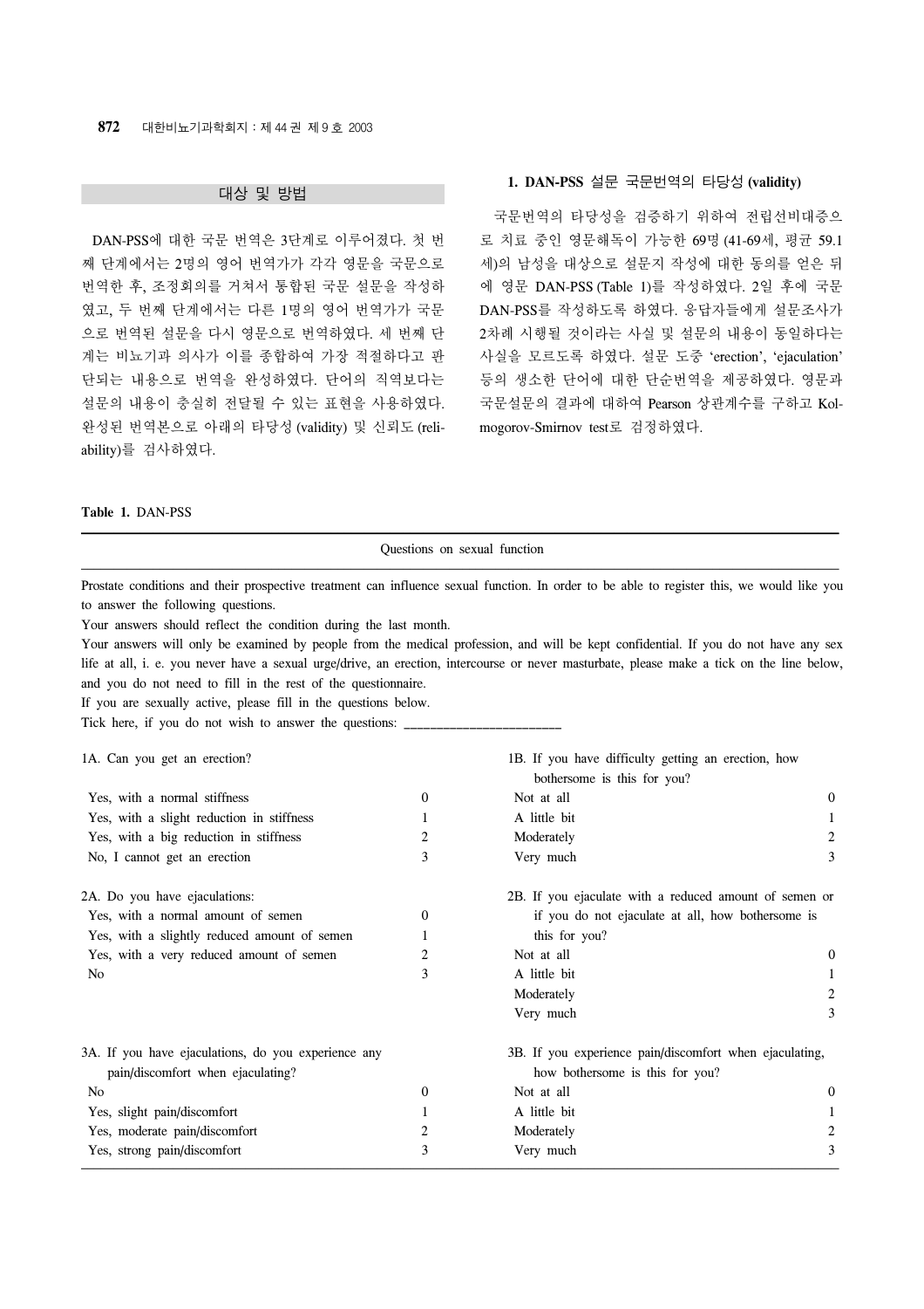## 대상 및 방법

DAN-PSS에 대한 국문 번역은 3단계로 이루어졌다. 첫 번째 단계에서는 2명의 영어 번역가가 각각 영문을 국문으로 번역한 후, 조정회의를 거쳐서 통합된 국문 설문을 작성하였고, 두 번째 단계에서는 다른 1명의 영어 번역가가 국문으로 번역된 설문을 다시 영문으로 번역하였다. 세 번째 단계는 비뇨기과 의사가 이를 종합하여 가장 적절하다고 판단되는 내용으로 번역을 완성하였다. 단어의 직역보다는 설문의 내용이 충실히 전달될 수 있는 표현을 사용하였다. 완성된 번역본으로 아래의 타당성 (validity) 및 신뢰도 (reliability)를 검사하였다.

### 1. DAN-PSS 설문 국문번역의 타당성 (validity)

국문번역의 타당성을 검증하기 위하여 전립선비대증으로 치료 중인 영문해독이 가능한 69명 (41-69세, 평균 59.1세)의 남성을 대상으로 설문지 작성에 대한 동의를 얻은 뒤에 영문 DAN-PSS (Table 1)를 작성하였다. 2일 후에 국문 DAN-PSS를 작성하도록 하였다. 응답자들에게 설문조사가 2차례 시행될 것이라는 사실 및 설문의 내용이 동일하다는 사실을 모르도록 하였다. 설문 도중 'erection', 'ejaculation' 등의 생소한 단어에 대한 단순번역을 제공하였다. 영문과 국문설문의 결과에 대하여 Pearson 상관계수를 구하고 Kolmogorov-Smirnov test로 검정하였다.

**Table 1.** DAN-PSS

Questions on sexual function

Prostate conditions and their prospective treatment can influence sexual function. In order to be able to register this, we would like you to answer the following questions.

Your answers should reflect the condition during the last month.

Your answers will only be examined by people from the medical profession, and will be kept confidential. If you do not have any sex life at all, i. e. you never have a sexual urge/drive, an erection, intercourse or never masturbate, please make a tick on the line below, and you do not need to fill in the rest of the questionnaire.

If you are sexually active, please fill in the questions below.

Tick here, if you do not wish to answer the questions: _______________________

| 1A. Can you get an erection? | | 1B. If you have difficulty getting an erection, how bothersome is this for you? | |
|---|---|---|---|
| Yes, with a normal stiffness | 0 | Not at all | 0 |
| Yes, with a slight reduction in stiffness | 1 | A little bit | 1 |
| Yes, with a big reduction in stiffness | 2 | Moderately | 2 |
| No, I cannot get an erection | 3 | Very much | 3 |
| **2A. Do you have ejaculations:** | | **2B. If you ejaculate with a reduced amount of semen or if you do not ejaculate at all, how bothersome is this for you?** | |
| Yes, with a normal amount of semen | 0 | Not at all | 0 |
| Yes, with a slightly reduced amount of semen | 1 | A little bit | 1 |
| Yes, with a very reduced amount of semen | 2 | Moderately | 2 |
| No | 3 | Very much | 3 |
| **3A. If you have ejaculations, do you experience any pain/discomfort when ejaculating?** | | **3B. If you experience pain/discomfort when ejaculating, how bothersome is this for you?** | |
| No | 0 | Not at all | 0 |
| Yes, slight pain/discomfort | 1 | A little bit | 1 |
| Yes, moderate pain/discomfort | 2 | Moderately | 2 |
| Yes, strong pain/discomfort | 3 | Very much | 3 |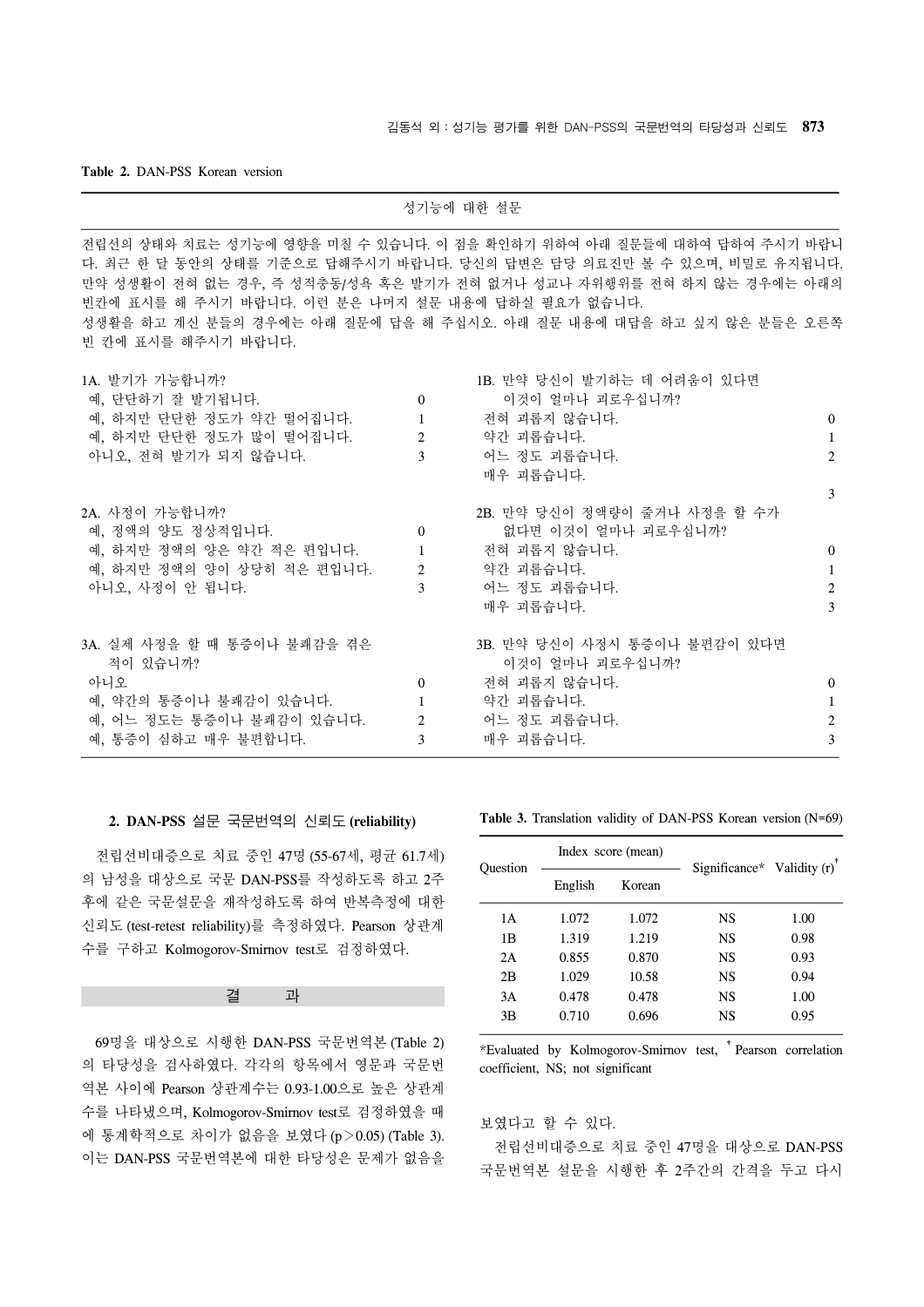**Table 2.** DAN-PSS Korean version

성기능에 대한 설문

전립선의 상태와 치료는 성기능에 영향을 미칠 수 있습니다. 이 점을 확인하기 위하여 아래 질문들에 대하여 답하여 주시기 바랍니다. 최근 한 달 동안의 상태를 기준으로 답해주시기 바랍니다. 당신의 답변은 담당 의료진만 볼 수 있으며, 비밀로 유지됩니다. 만약 성생활이 전혀 없는 경우, 즉 성적충동/성욕 혹은 발기가 전혀 없거나 성교나 자위행위를 전혀 하지 않는 경우에는 아래의 빈칸에 표시를 해 주시기 바랍니다. 이런 분은 나머지 설문 내용에 답하실 필요가 없습니다.
성생활을 하고 계신 분들의 경우에는 아래 질문에 답을 해 주십시오. 아래 질문 내용에 대답을 하고 싶지 않은 분들은 오른쪽 빈 칸에 표시를 해주시기 바랍니다.

1A. 발기가 가능합니까?

| | |
|---|---|
| 예, 단단하기 잘 발기됩니다. | 0 |
| 예, 하지만 단단한 정도가 약간 떨어집니다. | 1 |
| 예, 하지만 단단한 정도가 많이 떨어집니다. | 2 |
| 아니오, 전혀 발기가 되지 않습니다. | 3 |

1B. 만약 당신이 발기하는 데 어려움이 있다면 이것이 얼마나 괴로우십니까?

| | |
|---|---|
| 전혀 괴롭지 않습니다. | 0 |
| 약간 괴롭습니다. | 1 |
| 어느 정도 괴롭습니다. | 2 |
| 매우 괴롭습니다. | 3 |

2A. 사정이 가능합니까?

| | |
|---|---|
| 예, 정액의 양도 정상적입니다. | 0 |
| 예, 하지만 정액의 양은 약간 적은 편입니다. | 1 |
| 예, 하지만 정액의 양이 상당히 적은 편입니다. | 2 |
| 아니오, 사정이 안 됩니다. | 3 |

2B. 만약 당신이 정액량이 줄거나 사정을 할 수가 없다면 이것이 얼마나 괴로우십니까?

| | |
|---|---|
| 전혀 괴롭지 않습니다. | 0 |
| 약간 괴롭습니다. | 1 |
| 어느 정도 괴롭습니다. | 2 |
| 매우 괴롭습니다. | 3 |

3A. 실제 사정을 할 때 통증이나 불쾌감을 겪은 적이 있습니까?

| | |
|---|---|
| 아니오 | 0 |
| 예, 약간의 통증이나 불쾌감이 있습니다. | 1 |
| 예, 어느 정도는 통증이나 불쾌감이 있습니다. | 2 |
| 예, 통증이 심하고 매우 불편합니다. | 3 |

3B. 만약 당신이 사정시 통증이나 불편감이 있다면 이것이 얼마나 괴로우십니까?

| | |
|---|---|
| 전혀 괴롭지 않습니다. | 0 |
| 약간 괴롭습니다. | 1 |
| 어느 정도 괴롭습니다. | 2 |
| 매우 괴롭습니다. | 3 |

### 2. DAN-PSS 설문 국문번역의 신뢰도 (reliability)

전립선비대증으로 치료 중인 47명 (55-67세, 평균 61.7세)의 남성을 대상으로 국문 DAN-PSS를 작성하도록 하고 2주 후에 같은 국문설문을 재작성하도록 하여 반복측정에 대한 신뢰도 (test-retest reliability)를 측정하였다. Pearson 상관계수를 구하고 Kolmogorov-Smirnov test로 검정하였다.

## 결 과

69명을 대상으로 시행한 DAN-PSS 국문번역본 (Table 2)의 타당성을 검사하였다. 각각의 항목에서 영문과 국문번역본 사이에 Pearson 상관계수는 0.93-1.00으로 높은 상관계수를 나타냈으며, Kolmogorov-Smirnov test로 검정하였을 때에 통계학적으로 차이가 없음을 보였다 ($p > 0.05$) (Table 3). 이는 DAN-PSS 국문번역본에 대한 타당성은 문제가 없음을 보였다고 할 수 있다.

전립선비대증으로 치료 중인 47명을 대상으로 DAN-PSS 국문번역본 설문을 시행한 후 2주간의 간격을 두고 다시

**Table 3.** Translation validity of DAN-PSS Korean version (N=69)

| Question | Index score (mean) | | Significance* | Validity (r)† |
|---|---|---|---|---|
| | English | Korean | | |
| 1A | 1.072 | 1.072 | NS | 1.00 |
| 1B | 1.319 | 1.219 | NS | 0.98 |
| 2A | 0.855 | 0.870 | NS | 0.93 |
| 2B | 1.029 | 10.58 | NS | 0.94 |
| 3A | 0.478 | 0.478 | NS | 1.00 |
| 3B | 0.710 | 0.696 | NS | 0.95 |

*Evaluated by Kolmogorov-Smirnov test, †Pearson correlation coefficient, NS; not significant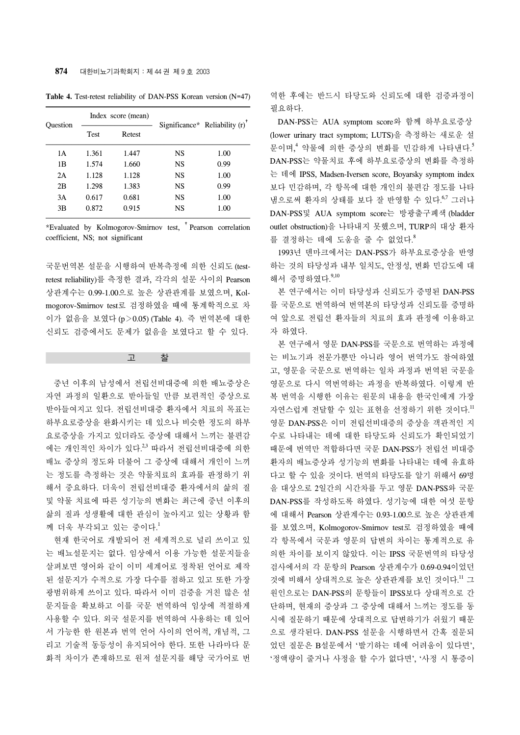**Table 4.** Test-retest reliability of DAN-PSS Korean version (N=47)

| Question | Index score (mean) | | Significance* | Reliability (r)† |
|---|---|---|---|---|
| | Test | Retest | | |
| 1A | 1.361 | 1.447 | NS | 1.00 |
| 1B | 1.574 | 1.660 | NS | 0.99 |
| 2A | 1.128 | 1.128 | NS | 1.00 |
| 2B | 1.298 | 1.383 | NS | 0.99 |
| 3A | 0.617 | 0.681 | NS | 1.00 |
| 3B | 0.872 | 0.915 | NS | 1.00 |

*Evaluated by Kolmogorov-Smirnov test, † Pearson correlation coefficient, NS; not significant

국문번역본 설문을 시행하여 반복측정에 의한 신뢰도 (test-retest reliability)를 측정한 결과, 각각의 설문 사이의 Pearson 상관계수는 0.99-1.00으로 높은 상관관계를 보였으며, Kolmogorov-Smirnov test로 검정하였을 때에 통계학적으로 차이가 없음을 보였다 ($p > 0.05$) (Table 4). 즉 번역본에 대한 신뢰도 검증에서도 문제가 없음을 보였다고 할 수 있다.

## 고 찰

중년 이후의 남성에서 전립선비대증에 의한 배뇨증상은 자연 과정의 일환으로 받아들일 만큼 보편적인 증상으로 받아들여지고 있다. 전립선비대증 환자에서 치료의 목표는 하부요로증상을 완화시키는 데 있으나 비슷한 정도의 하부요로증상을 가지고 있더라도 증상에 대해서 느끼는 불편감에는 개인적인 차이가 있다.[2,3] 따라서 전립선비대증에 의한 배뇨 증상의 정도와 더불어 그 증상에 대해서 개인이 느끼는 정도를 측정하는 것은 약물치료의 효과를 판정하기 위해서 중요하다. 더욱이 전립선비대증 환자에서의 삶의 질 및 약물 치료에 따른 성기능의 변화는 최근에 중년 이후의 삶의 질과 성생활에 대한 관심이 높아지고 있는 상황과 함께 더욱 부각되고 있는 중이다.[1]

현재 한국어로 개발되어 전 세계적으로 널리 쓰이고 있는 배뇨설문지는 없다. 임상에서 이용 가능한 설문지들을 살펴보면 영어와 같이 이미 세계어로 정착된 언어로 제작된 설문지가 수적으로 가장 다수를 점하고 있고 또한 가장 광범위하게 쓰이고 있다. 따라서 이미 검증을 거친 많은 설문지들을 확보하고 이를 국문 번역하여 임상에 적절하게 사용할 수 있다. 외국 설문지를 번역하여 사용하는 데 있어서 가능한 한 원본과 번역 언어 사이의 언어적, 개념적, 그리고 기술적 동등성이 유지되어야 한다. 또한 나라마다 문화적 차이가 존재하므로 원저 설문지를 해당 국가어로 번역한 후에는 반드시 타당도와 신뢰도에 대한 검증과정이 필요하다.

DAN-PSS는 AUA symptom score와 함께 하부요로증상 (lower urinary tract symptom; LUTS)을 측정하는 새로운 설문이며,[4] 약물에 의한 증상의 변화를 민감하게 나타낸다.[5] DAN-PSS는 약물치료 후에 하부요로증상의 변화를 측정하는 데에 IPSS, Madsen-Iversen score, Boyarsky symptom index 보다 민감하며, 각 항목에 대한 개인의 불편감 정도를 나타냄으로써 환자의 상태를 보다 잘 반영할 수 있다.[6,7] 그러나 DAN-PSS및 AUA symptom score는 방광출구폐색 (bladder outlet obstruction)을 나타내지 못했으며, TURP의 대상 환자를 결정하는 데에 도움을 줄 수 없었다.[8]

1993년 덴마크에서는 DAN-PSS가 하부요로증상을 반영하는 것의 타당성과 내부 일치도, 안정성, 변화 민감도에 대해서 증명하였다.[9,10]

본 연구에서는 이미 타당성과 신뢰도가 증명된 DAN-PSS를 국문으로 번역하여 번역본의 타당성과 신뢰도를 증명하여 앞으로 전립선 환자들의 치료의 효과 판정에 이용하고자 하였다.

본 연구에서 영문 DAN-PSS를 국문으로 번역하는 과정에는 비뇨기과 전문가뿐만 아니라 영어 번역가도 참여하였고, 영문을 국문으로 번역하는 일차 과정과 번역된 국문을 영문으로 다시 역번역하는 과정을 반복하였다. 이렇게 반복 번역을 시행한 이유는 원문의 내용을 한국인에게 가장 자연스럽게 전달할 수 있는 표현을 선정하기 위한 것이다.[11] 영문 DAN-PSS은 이미 전립선비대증의 증상을 객관적인 지수로 나타내는 데에 대한 타당도와 신뢰도가 확인되었기 때문에 번역만 적합하다면 국문 DAN-PSS가 전립선 비대증 환자의 배뇨증상과 성기능의 변화를 나타내는 데에 유효하다고 할 수 있을 것이다. 번역의 타당도를 알기 위해서 69명을 대상으로 2일간의 시간차를 두고 영문 DAN-PSS와 국문 DAN-PSS를 작성하도록 하였다. 성기능에 대한 여섯 문항에 대해서 Pearson 상관계수는 0.93-1.00으로 높은 상관관계를 보였으며, Kolmogorov-Smirnov test로 검정하였을 때에 각 항목에서 국문과 영문의 답변의 차이는 통계적으로 유의한 차이를 보이지 않았다. 이는 IPSS 국문번역의 타당성 검사에서의 각 문항의 Pearson 상관계수가 0.69-0.94이었던 것에 비해서 상대적으로 높은 상관관계를 보인 것이다.[11] 그 원인으로는 DAN-PSS의 문항들이 IPSS보다 상대적으로 간단하며, 현재의 증상과 그 증상에 대해서 느끼는 정도를 동시에 질문하기 때문에 상대적으로 답변하기가 쉬웠기 때문으로 생각된다. DAN-PSS 설문을 시행하면서 간혹 질문되었던 질문은 B설문에서 '발기하는 데에 어려움이 있다면', '정액량이 줄거나 사정을 할 수가 없다면', '사정 시 통증이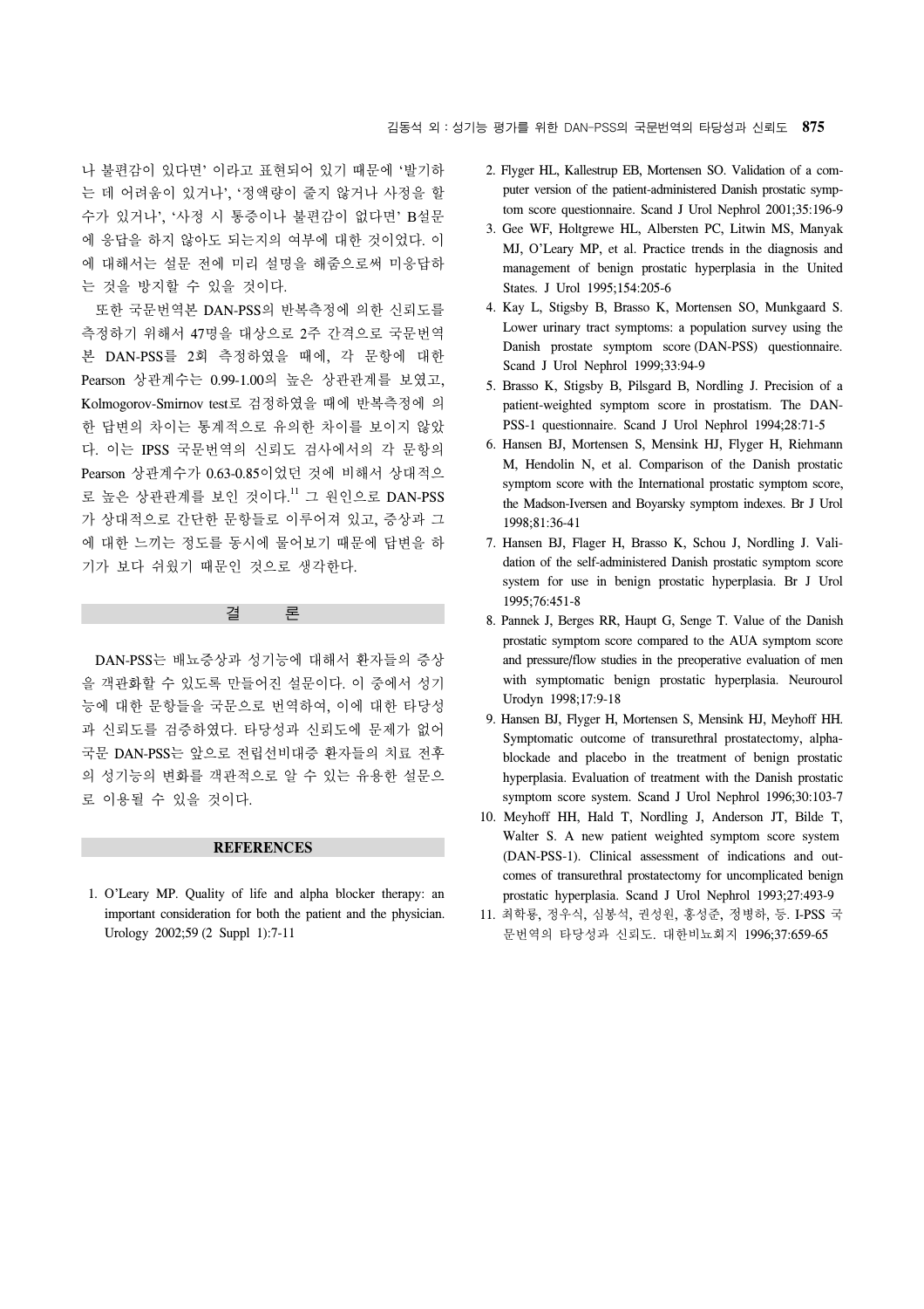나 불편감이 있다면' 이라고 표현되어 있기 때문에 '발기하는 데 어려움이 있거나', '정액량이 줄지 않거나 사정을 할 수가 있거나', '사정 시 통증이나 불편감이 없다면' B설문에 응답을 하지 않아도 되는지의 여부에 대한 것이었다. 이에 대해서는 설문 전에 미리 설명을 해줌으로써 미응답하는 것을 방지할 수 있을 것이다.

또한 국문번역본 DAN-PSS의 반복측정에 의한 신뢰도를 측정하기 위해서 47명을 대상으로 2주 간격으로 국문번역본 DAN-PSS를 2회 측정하였을 때에, 각 문항에 대한 Pearson 상관계수는 0.99-1.00의 높은 상관관계를 보였고, Kolmogorov-Smirnov test로 검정하였을 때에 반복측정에 의한 답변의 차이는 통계적으로 유의한 차이를 보이지 않았다. 이는 IPSS 국문번역의 신뢰도 검사에서의 각 문항의 Pearson 상관계수가 0.63-0.85이었던 것에 비해서 상대적으로 높은 상관관계를 보인 것이다.[11] 그 원인으로 DAN-PSS가 상대적으로 간단한 문항들로 이루어져 있고, 증상과 그에 대한 느끼는 정도를 동시에 물어보기 때문에 답변을 하기가 보다 쉬웠기 때문인 것으로 생각한다.

## 결 론

DAN-PSS는 배뇨증상과 성기능에 대해서 환자들의 증상을 객관화할 수 있도록 만들어진 설문이다. 이 중에서 성기능에 대한 문항들을 국문으로 번역하여, 이에 대한 타당성과 신뢰도를 검증하였다. 타당성과 신뢰도에 문제가 없어 국문 DAN-PSS는 앞으로 전립선비대증 환자들의 치료 전후의 성기능의 변화를 객관적으로 알 수 있는 유용한 설문으로 이용될 수 있을 것이다.

## REFERENCES

1. O'Leary MP. Quality of life and alpha blocker therapy: an important consideration for both the patient and the physician. Urology 2002;59 (2 Suppl 1):7-11
2. Flyger HL, Kallestrup EB, Mortensen SO. Validation of a computer version of the patient-administered Danish prostatic symptom score questionnaire. Scand J Urol Nephrol 2001;35:196-9
3. Gee WF, Holtgrewe HL, Albersten PC, Litwin MS, Manyak MJ, O'Leary MP, et al. Practice trends in the diagnosis and management of benign prostatic hyperplasia in the United States. J Urol 1995;154:205-6
4. Kay L, Stigsby B, Brasso K, Mortensen SO, Munkgaard S. Lower urinary tract symptoms: a population survey using the Danish prostate symptom score (DAN-PSS) questionnaire. Scand J Urol Nephrol 1999;33:94-9
5. Brasso K, Stigsby B, Pilsgard B, Nordling J. Precision of a patient-weighted symptom score in prostatism. The DAN-PSS-1 questionnaire. Scand J Urol Nephrol 1994;28:71-5
6. Hansen BJ, Mortensen S, Mensink HJ, Flyger H, Riehmann M, Hendolin N, et al. Comparison of the Danish prostatic symptom score with the International prostatic symptom score, the Madson-Iversen and Boyarsky symptom indexes. Br J Urol 1998;81:36-41
7. Hansen BJ, Flager H, Brasso K, Schou J, Nordling J. Validation of the self-administered Danish prostatic symptom score system for use in benign prostatic hyperplasia. Br J Urol 1995;76:451-8
8. Pannek J, Berges RR, Haupt G, Senge T. Value of the Danish prostatic symptom score compared to the AUA symptom score and pressure/flow studies in the preoperative evaluation of men with symptomatic benign prostatic hyperplasia. Neurourol Urodyn 1998;17:9-18
9. Hansen BJ, Flyger H, Mortensen S, Mensink HJ, Meyhoff HH. Symptomatic outcome of transurethral prostatectomy, alpha-blockade and placebo in the treatment of benign prostatic hyperplasia. Evaluation of treatment with the Danish prostatic symptom score system. Scand J Urol Nephrol 1996;30:103-7
10. Meyhoff HH, Hald T, Nordling J, Anderson JT, Bilde T, Walter S. A new patient weighted symptom score system (DAN-PSS-1). Clinical assessment of indications and outcomes of transurethral prostatectomy for uncomplicated benign prostatic hyperplasia. Scand J Urol Nephrol 1993;27:493-9
11. 최학룡, 정우식, 심봉석, 권성원, 홍성준, 정병하, 등. I-PSS 국문번역의 타당성과 신뢰도. 대한비뇨회지 1996;37:659-65